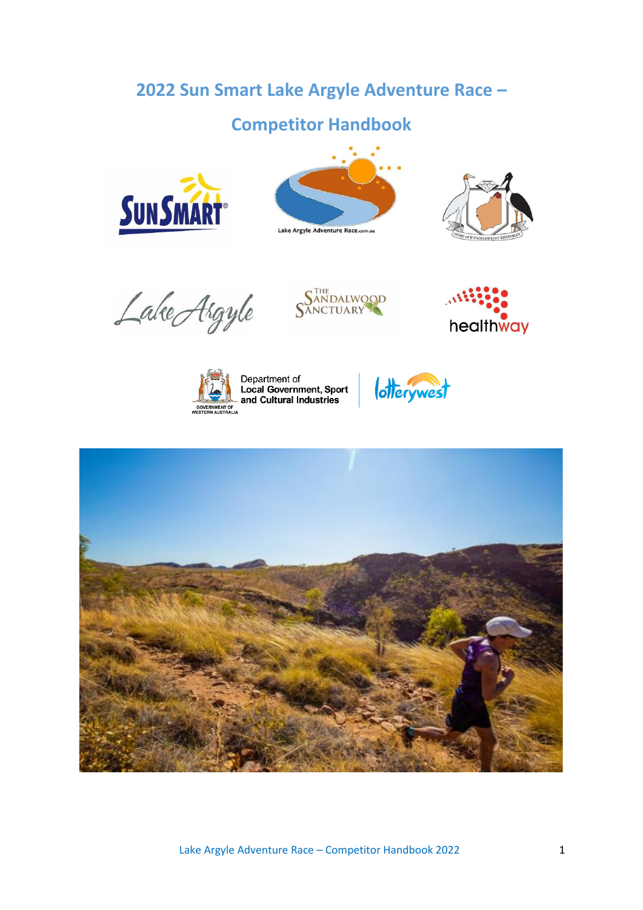# 2022 Sun Smart Lake Argyle Adventure Race – Competitor Handbook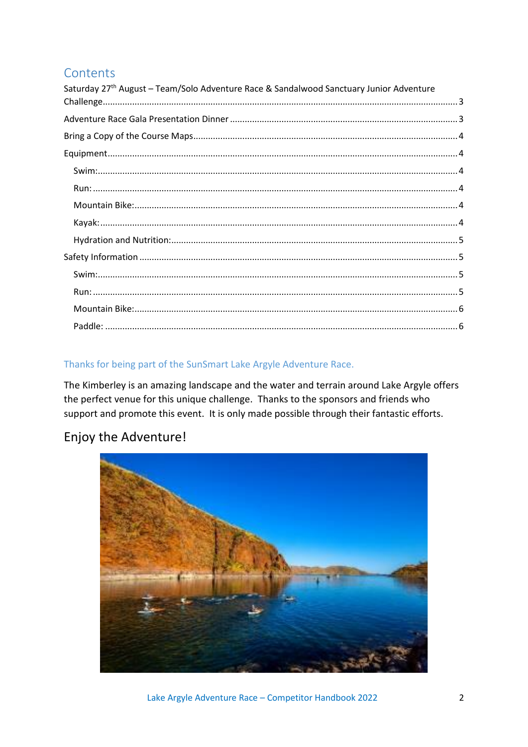# Contents

Saturday 27th August – Team/Solo Adventure Race & Sandalwood Sanctuary Junior Adventure Challenge.......3

Adventure Race Gala Presentation Dinner.......3

Bring a Copy of the Course Maps.......4

Equipment.......4

- Swim:.......4
- Run:.......4
- Mountain Bike:.......4
- Kayak:.......4
- Hydration and Nutrition:.......5

Safety Information.......5

- Swim:.......5
- Run:.......5
- Mountain Bike:.......6
- Paddle:.......6

### Thanks for being part of the SunSmart Lake Argyle Adventure Race.

The Kimberley is an amazing landscape and the water and terrain around Lake Argyle offers the perfect venue for this unique challenge. Thanks to the sponsors and friends who support and promote this event. It is only made possible through their fantastic efforts.

## Enjoy the Adventure!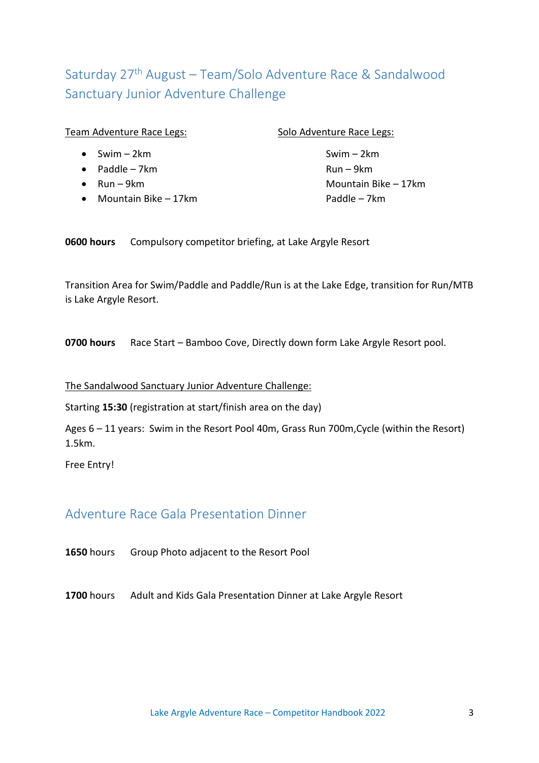## Saturday 27th August – Team/Solo Adventure Race & Sandalwood Sanctuary Junior Adventure Challenge

Team Adventure Race Legs:

- Swim – 2km
- Paddle – 7km
- Run – 9km
- Mountain Bike – 17km

Solo Adventure Race Legs:

Swim – 2km
Run – 9km
Mountain Bike – 17km
Paddle – 7km

**0600 hours** Compulsory competitor briefing, at Lake Argyle Resort

Transition Area for Swim/Paddle and Paddle/Run is at the Lake Edge, transition for Run/MTB is Lake Argyle Resort.

**0700 hours** Race Start – Bamboo Cove, Directly down form Lake Argyle Resort pool.

The Sandalwood Sanctuary Junior Adventure Challenge:

Starting **15:30** (registration at start/finish area on the day)

Ages 6 – 11 years: Swim in the Resort Pool 40m, Grass Run 700m,Cycle (within the Resort) 1.5km.

Free Entry!

## Adventure Race Gala Presentation Dinner

**1650** hours Group Photo adjacent to the Resort Pool

**1700** hours Adult and Kids Gala Presentation Dinner at Lake Argyle Resort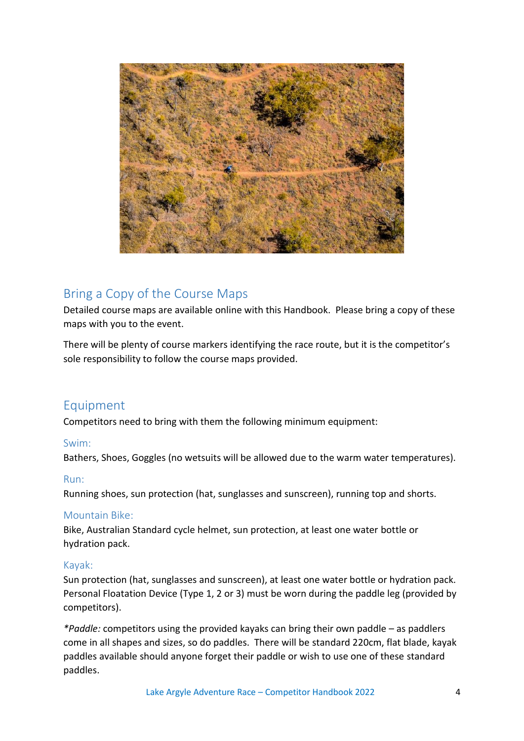## Bring a Copy of the Course Maps

Detailed course maps are available online with this Handbook. Please bring a copy of these maps with you to the event.

There will be plenty of course markers identifying the race route, but it is the competitor's sole responsibility to follow the course maps provided.

## Equipment

Competitors need to bring with them the following minimum equipment:

### Swim:

Bathers, Shoes, Goggles (no wetsuits will be allowed due to the warm water temperatures).

### Run:

Running shoes, sun protection (hat, sunglasses and sunscreen), running top and shorts.

### Mountain Bike:

Bike, Australian Standard cycle helmet, sun protection, at least one water bottle or hydration pack.

### Kayak:

Sun protection (hat, sunglasses and sunscreen), at least one water bottle or hydration pack. Personal Floatation Device (Type 1, 2 or 3) must be worn during the paddle leg (provided by competitors).

**Paddle:* competitors using the provided kayaks can bring their own paddle – as paddlers come in all shapes and sizes, so do paddles. There will be standard 220cm, flat blade, kayak paddles available should anyone forget their paddle or wish to use one of these standard paddles.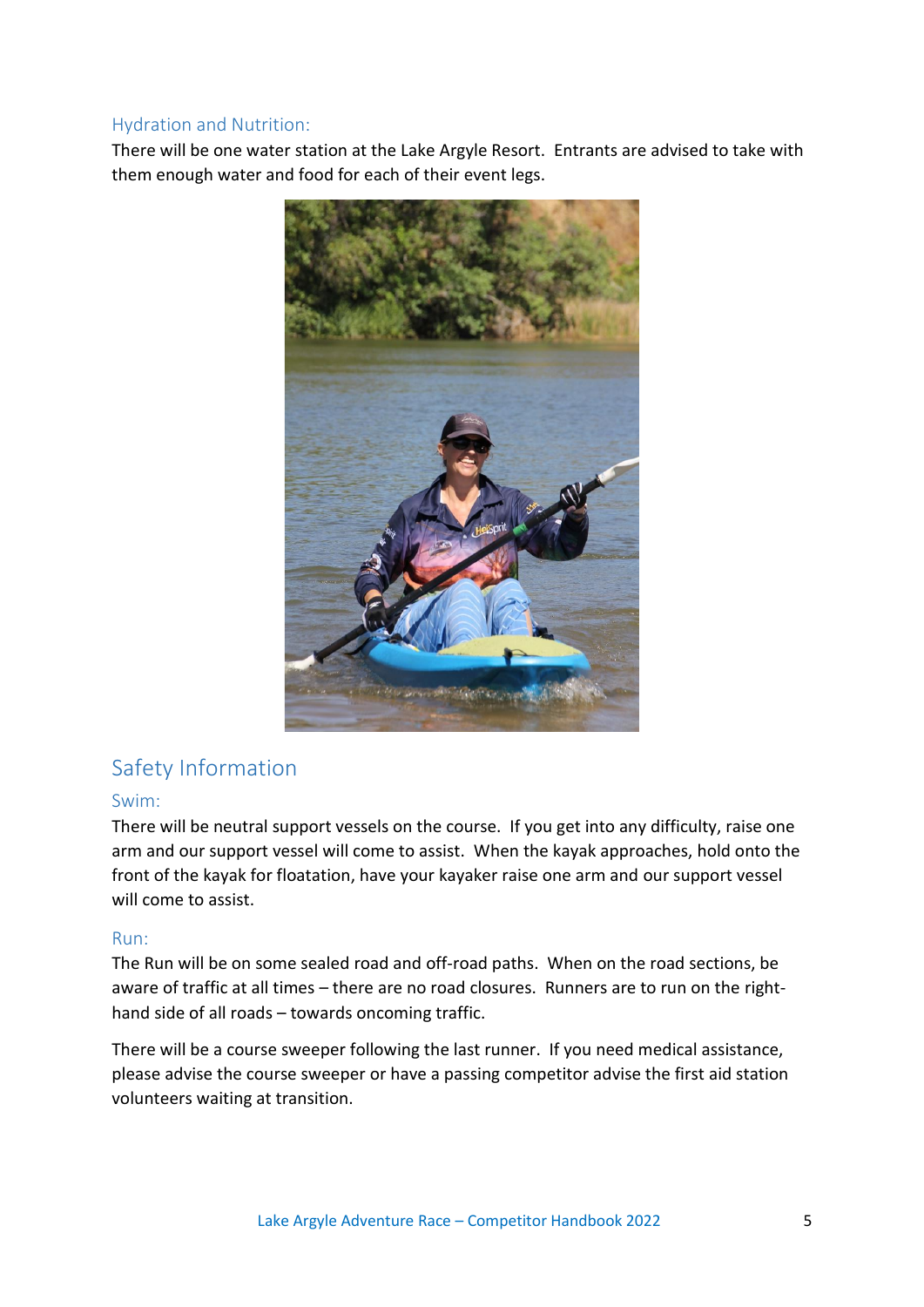### Hydration and Nutrition:

There will be one water station at the Lake Argyle Resort. Entrants are advised to take with them enough water and food for each of their event legs.

## Safety Information

### Swim:

There will be neutral support vessels on the course. If you get into any difficulty, raise one arm and our support vessel will come to assist. When the kayak approaches, hold onto the front of the kayak for floatation, have your kayaker raise one arm and our support vessel will come to assist.

### Run:

The Run will be on some sealed road and off-road paths. When on the road sections, be aware of traffic at all times – there are no road closures. Runners are to run on the right-hand side of all roads – towards oncoming traffic.

There will be a course sweeper following the last runner. If you need medical assistance, please advise the course sweeper or have a passing competitor advise the first aid station volunteers waiting at transition.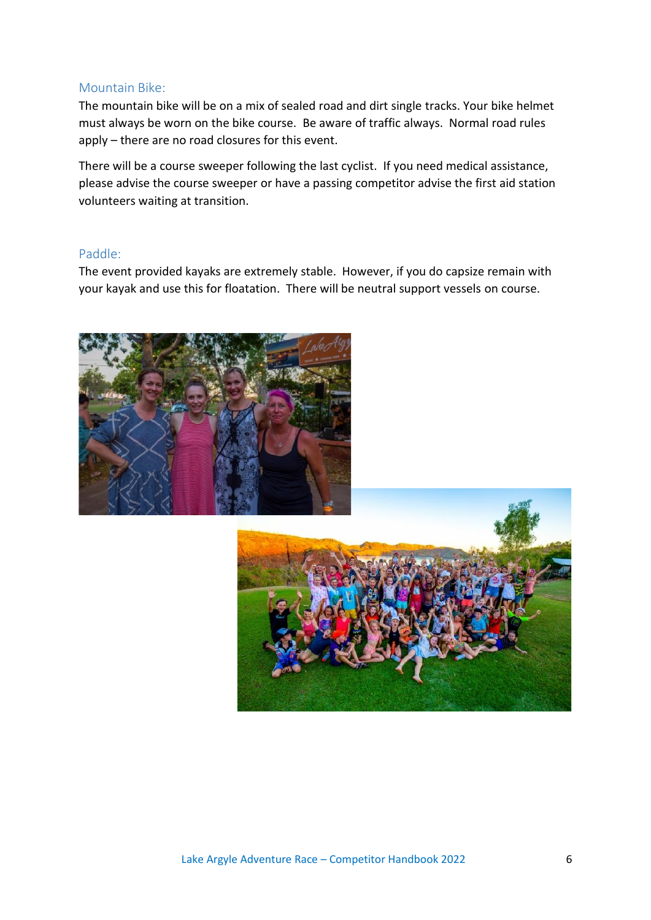## Mountain Bike:

The mountain bike will be on a mix of sealed road and dirt single tracks. Your bike helmet must always be worn on the bike course. Be aware of traffic always. Normal road rules apply – there are no road closures for this event.

There will be a course sweeper following the last cyclist. If you need medical assistance, please advise the course sweeper or have a passing competitor advise the first aid station volunteers waiting at transition.

## Paddle:

The event provided kayaks are extremely stable. However, if you do capsize remain with your kayak and use this for floatation. There will be neutral support vessels on course.